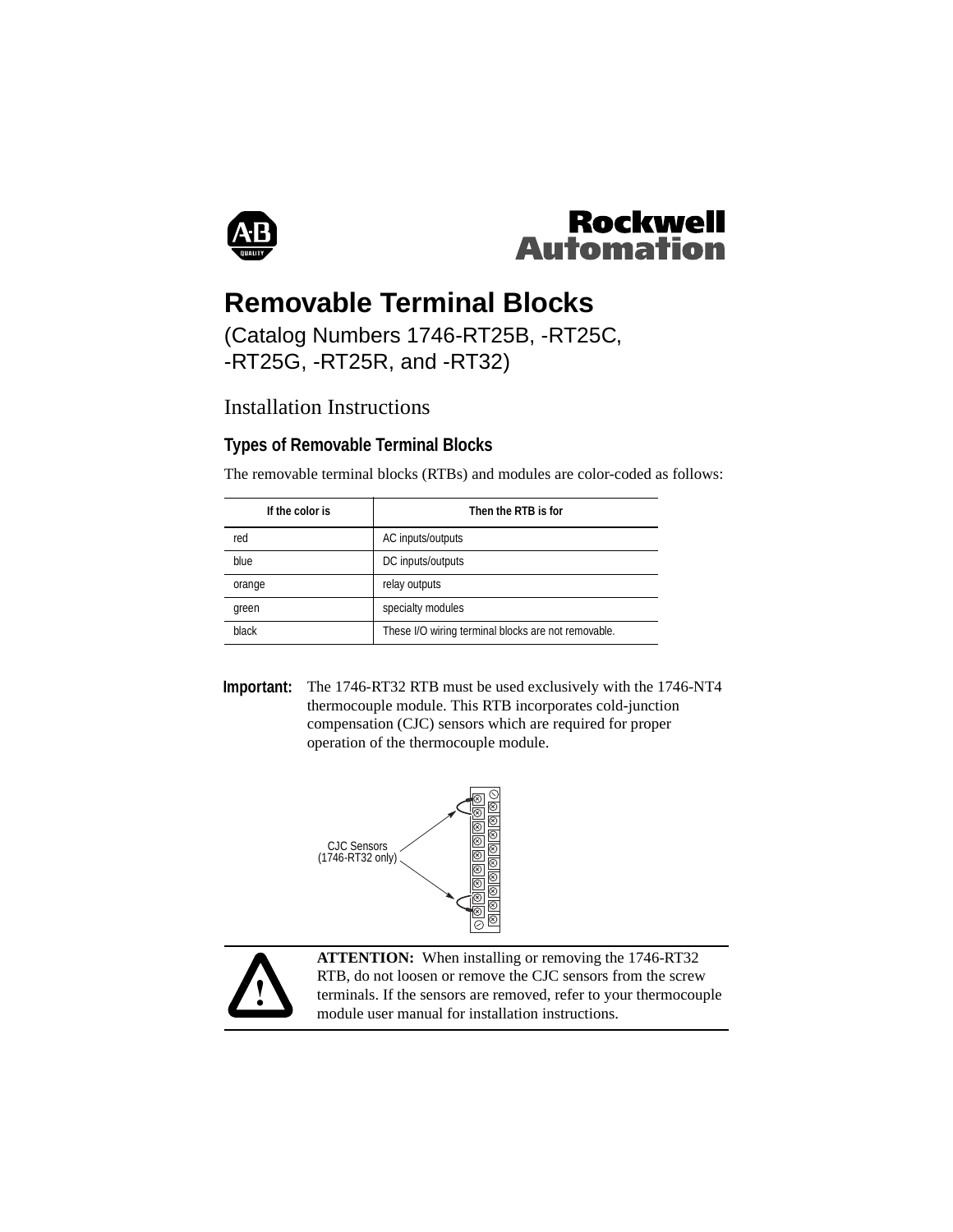# Removable Terminal Blocks

(Catalog Numbers 1746-RT25B, -RT25C, -RT25G, -RT25R, and -RT32)

Installation Instructions

## Types of Removable Terminal Blocks

The removable terminal blocks (RTBs) and modules are color-coded as follows:

| If the color is | Then the RTB is for |
| --- | --- |
| red | AC inputs/outputs |
| blue | DC inputs/outputs |
| orange | relay outputs |
| green | specialty modules |
| black | These I/O wiring terminal blocks are not removable. |

**Important:** The 1746-RT32 RTB must be used exclusively with the 1746-NT4 thermocouple module. This RTB incorporates cold-junction compensation (CJC) sensors which are required for proper operation of the thermocouple module.

CJC Sensors (1746-RT32 only)

**ATTENTION:** When installing or removing the 1746-RT32 RTB, do not loosen or remove the CJC sensors from the screw terminals. If the sensors are removed, refer to your thermocouple module user manual for installation instructions.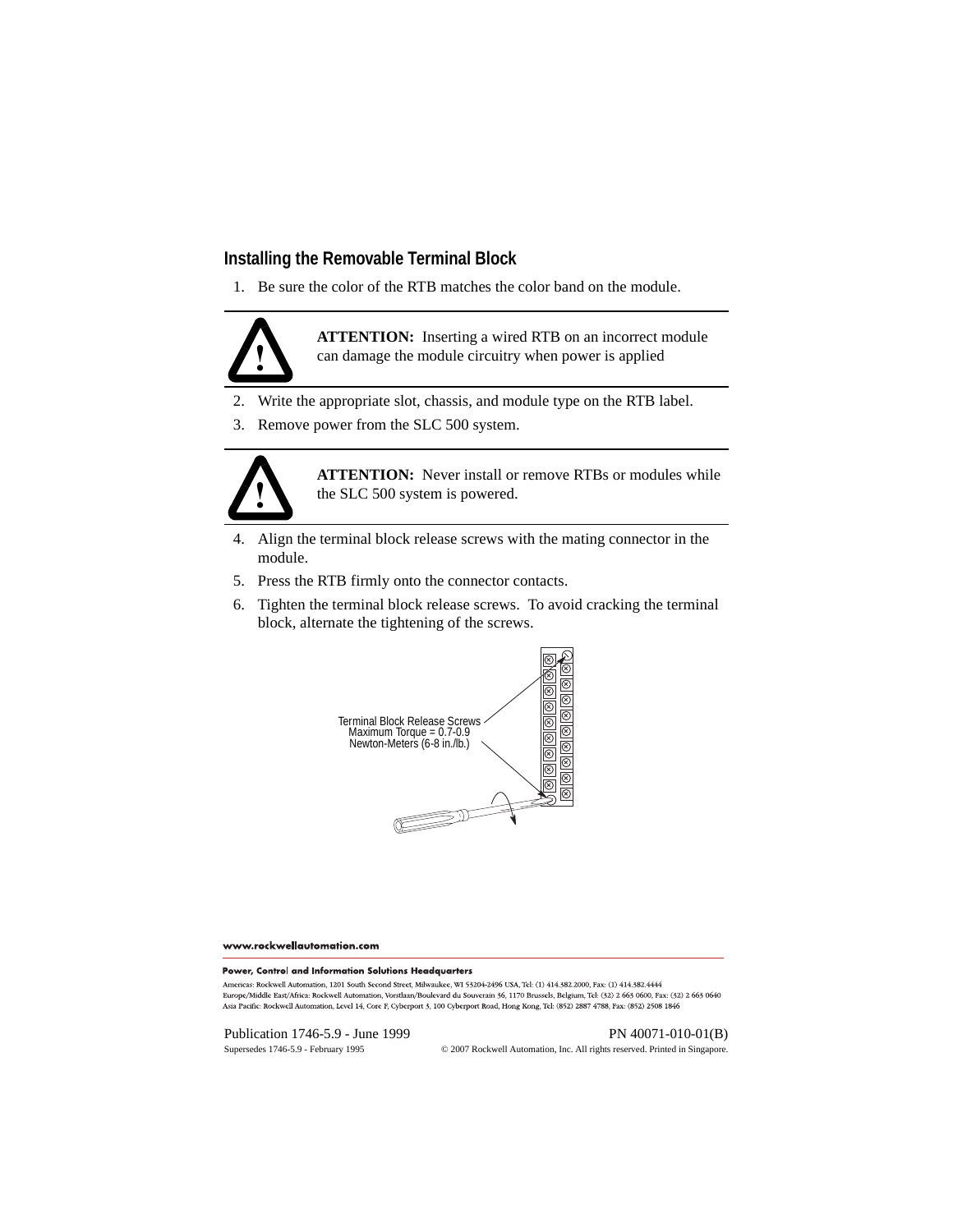## Installing the Removable Terminal Block

1. Be sure the color of the RTB matches the color band on the module.

> **ATTENTION:** Inserting a wired RTB on an incorrect module can damage the module circuitry when power is applied

2. Write the appropriate slot, chassis, and module type on the RTB label.
3. Remove power from the SLC 500 system.

> **ATTENTION:** Never install or remove RTBs or modules while the SLC 500 system is powered.

4. Align the terminal block release screws with the mating connector in the module.
5. Press the RTB firmly onto the connector contacts.
6. Tighten the terminal block release screws. To avoid cracking the terminal block, alternate the tightening of the screws.

Terminal Block Release Screws
Maximum Torque = 0.7-0.9
Newton-Meters (6-8 in./lb.)

www.rockwellautomation.com

**Power, Control and Information Solutions Headquarters**

Americas: Rockwell Automation, 1201 South Second Street, Milwaukee, WI 53204-2496 USA, Tel: (1) 414.382.2000, Fax: (1) 414.382.4444
Europe/Middle East/Africa: Rockwell Automation, Vorstlaan/Boulevard du Souverain 36, 1170 Brussels, Belgium, Tel: (32) 2 663 0600, Fax: (32) 2 663 0640
Asia Pacific: Rockwell Automation, Level 14, Core F, Cyberport 3, 100 Cyberport Road, Hong Kong, Tel: (852) 2887 4788, Fax: (852) 2508 1846

Publication 1746-5.9 - June 1999 PN 40071-010-01(B)
Supersedes 1746-5.9 - February 1995 © 2007 Rockwell Automation, Inc. All rights reserved. Printed in Singapore.